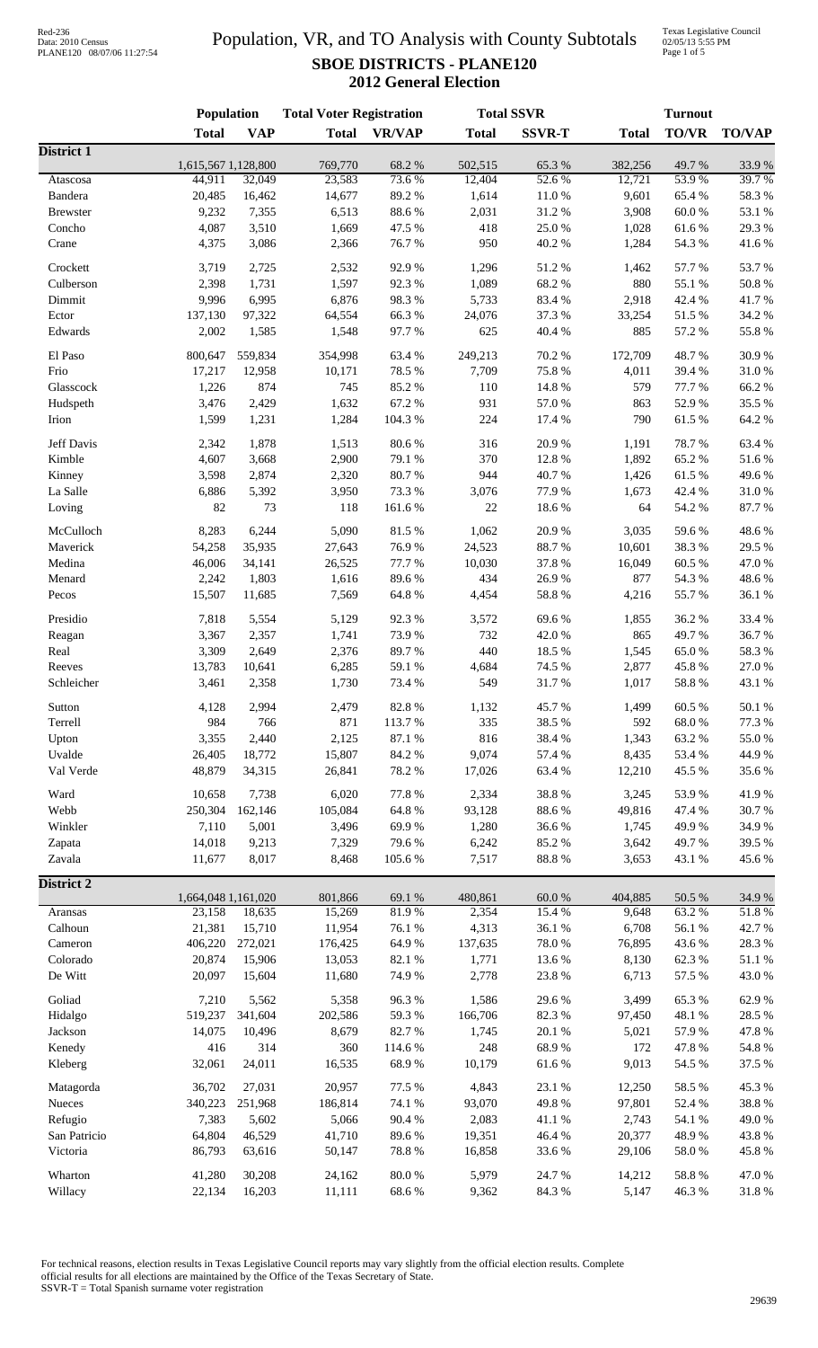# Population, VR, and TO Analysis with County Subtotals

## SBOE DISTRICTS - PLANE120

### 2012 General Election

| | Population | | Total Voter Registration | | Total SSVR | | Turnout | | |
|---|---|---|---|---|---|---|---|---|---|
| | Total | VAP | Total | VR/VAP | Total | SSVR-T | Total | TO/VR | TO/VAP |
| **District 1** | | | | | | | | | |
| | 1,615,567 | 1,128,800 | 769,770 | 68.2 % | 502,515 | 65.3 % | 382,256 | 49.7 % | 33.9 % |
| Atascosa | 44,911 | 32,049 | 23,583 | 73.6 % | 12,404 | 52.6 % | 12,721 | 53.9 % | 39.7 % |
| Bandera | 20,485 | 16,462 | 14,677 | 89.2 % | 1,614 | 11.0 % | 9,601 | 65.4 % | 58.3 % |
| Brewster | 9,232 | 7,355 | 6,513 | 88.6 % | 2,031 | 31.2 % | 3,908 | 60.0 % | 53.1 % |
| Concho | 4,087 | 3,510 | 1,669 | 47.5 % | 418 | 25.0 % | 1,028 | 61.6 % | 29.3 % |
| Crane | 4,375 | 3,086 | 2,366 | 76.7 % | 950 | 40.2 % | 1,284 | 54.3 % | 41.6 % |
| Crockett | 3,719 | 2,725 | 2,532 | 92.9 % | 1,296 | 51.2 % | 1,462 | 57.7 % | 53.7 % |
| Culberson | 2,398 | 1,731 | 1,597 | 92.3 % | 1,089 | 68.2 % | 880 | 55.1 % | 50.8 % |
| Dimmit | 9,996 | 6,995 | 6,876 | 98.3 % | 5,733 | 83.4 % | 2,918 | 42.4 % | 41.7 % |
| Ector | 137,130 | 97,322 | 64,554 | 66.3 % | 24,076 | 37.3 % | 33,254 | 51.5 % | 34.2 % |
| Edwards | 2,002 | 1,585 | 1,548 | 97.7 % | 625 | 40.4 % | 885 | 57.2 % | 55.8 % |
| El Paso | 800,647 | 559,834 | 354,998 | 63.4 % | 249,213 | 70.2 % | 172,709 | 48.7 % | 30.9 % |
| Frio | 17,217 | 12,958 | 10,171 | 78.5 % | 7,709 | 75.8 % | 4,011 | 39.4 % | 31.0 % |
| Glasscock | 1,226 | 874 | 745 | 85.2 % | 110 | 14.8 % | 579 | 77.7 % | 66.2 % |
| Hudspeth | 3,476 | 2,429 | 1,632 | 67.2 % | 931 | 57.0 % | 863 | 52.9 % | 35.5 % |
| Irion | 1,599 | 1,231 | 1,284 | 104.3 % | 224 | 17.4 % | 790 | 61.5 % | 64.2 % |
| Jeff Davis | 2,342 | 1,878 | 1,513 | 80.6 % | 316 | 20.9 % | 1,191 | 78.7 % | 63.4 % |
| Kimble | 4,607 | 3,668 | 2,900 | 79.1 % | 370 | 12.8 % | 1,892 | 65.2 % | 51.6 % |
| Kinney | 3,598 | 2,874 | 2,320 | 80.7 % | 944 | 40.7 % | 1,426 | 61.5 % | 49.6 % |
| La Salle | 6,886 | 5,392 | 3,950 | 73.3 % | 3,076 | 77.9 % | 1,673 | 42.4 % | 31.0 % |
| Loving | 82 | 73 | 118 | 161.6 % | 22 | 18.6 % | 64 | 54.2 % | 87.7 % |
| McCulloch | 8,283 | 6,244 | 5,090 | 81.5 % | 1,062 | 20.9 % | 3,035 | 59.6 % | 48.6 % |
| Maverick | 54,258 | 35,935 | 27,643 | 76.9 % | 24,523 | 88.7 % | 10,601 | 38.3 % | 29.5 % |
| Medina | 46,006 | 34,141 | 26,525 | 77.7 % | 10,030 | 37.8 % | 16,049 | 60.5 % | 47.0 % |
| Menard | 2,242 | 1,803 | 1,616 | 89.6 % | 434 | 26.9 % | 877 | 54.3 % | 48.6 % |
| Pecos | 15,507 | 11,685 | 7,569 | 64.8 % | 4,454 | 58.8 % | 4,216 | 55.7 % | 36.1 % |
| Presidio | 7,818 | 5,554 | 5,129 | 92.3 % | 3,572 | 69.6 % | 1,855 | 36.2 % | 33.4 % |
| Reagan | 3,367 | 2,357 | 1,741 | 73.9 % | 732 | 42.0 % | 865 | 49.7 % | 36.7 % |
| Real | 3,309 | 2,649 | 2,376 | 89.7 % | 440 | 18.5 % | 1,545 | 65.0 % | 58.3 % |
| Reeves | 13,783 | 10,641 | 6,285 | 59.1 % | 4,684 | 74.5 % | 2,877 | 45.8 % | 27.0 % |
| Schleicher | 3,461 | 2,358 | 1,730 | 73.4 % | 549 | 31.7 % | 1,017 | 58.8 % | 43.1 % |
| Sutton | 4,128 | 2,994 | 2,479 | 82.8 % | 1,132 | 45.7 % | 1,499 | 60.5 % | 50.1 % |
| Terrell | 984 | 766 | 871 | 113.7 % | 335 | 38.5 % | 592 | 68.0 % | 77.3 % |
| Upton | 3,355 | 2,440 | 2,125 | 87.1 % | 816 | 38.4 % | 1,343 | 63.2 % | 55.0 % |
| Uvalde | 26,405 | 18,772 | 15,807 | 84.2 % | 9,074 | 57.4 % | 8,435 | 53.4 % | 44.9 % |
| Val Verde | 48,879 | 34,315 | 26,841 | 78.2 % | 17,026 | 63.4 % | 12,210 | 45.5 % | 35.6 % |
| Ward | 10,658 | 7,738 | 6,020 | 77.8 % | 2,334 | 38.8 % | 3,245 | 53.9 % | 41.9 % |
| Webb | 250,304 | 162,146 | 105,084 | 64.8 % | 93,128 | 88.6 % | 49,816 | 47.4 % | 30.7 % |
| Winkler | 7,110 | 5,001 | 3,496 | 69.9 % | 1,280 | 36.6 % | 1,745 | 49.9 % | 34.9 % |
| Zapata | 14,018 | 9,213 | 7,329 | 79.6 % | 6,242 | 85.2 % | 3,642 | 49.7 % | 39.5 % |
| Zavala | 11,677 | 8,017 | 8,468 | 105.6 % | 7,517 | 88.8 % | 3,653 | 43.1 % | 45.6 % |
| **District 2** | | | | | | | | | |
| | 1,664,048 | 1,161,020 | 801,866 | 69.1 % | 480,861 | 60.0 % | 404,885 | 50.5 % | 34.9 % |
| Aransas | 23,158 | 18,635 | 15,269 | 81.9 % | 2,354 | 15.4 % | 9,648 | 63.2 % | 51.8 % |
| Calhoun | 21,381 | 15,710 | 11,954 | 76.1 % | 4,313 | 36.1 % | 6,708 | 56.1 % | 42.7 % |
| Cameron | 406,220 | 272,021 | 176,425 | 64.9 % | 137,635 | 78.0 % | 76,895 | 43.6 % | 28.3 % |
| Colorado | 20,874 | 15,906 | 13,053 | 82.1 % | 1,771 | 13.6 % | 8,130 | 62.3 % | 51.1 % |
| De Witt | 20,097 | 15,604 | 11,680 | 74.9 % | 2,778 | 23.8 % | 6,713 | 57.5 % | 43.0 % |
| Goliad | 7,210 | 5,562 | 5,358 | 96.3 % | 1,586 | 29.6 % | 3,499 | 65.3 % | 62.9 % |
| Hidalgo | 519,237 | 341,604 | 202,586 | 59.3 % | 166,706 | 82.3 % | 97,450 | 48.1 % | 28.5 % |
| Jackson | 14,075 | 10,496 | 8,679 | 82.7 % | 1,745 | 20.1 % | 5,021 | 57.9 % | 47.8 % |
| Kenedy | 416 | 314 | 360 | 114.6 % | 248 | 68.9 % | 172 | 47.8 % | 54.8 % |
| Kleberg | 32,061 | 24,011 | 16,535 | 68.9 % | 10,179 | 61.6 % | 9,013 | 54.5 % | 37.5 % |
| Matagorda | 36,702 | 27,031 | 20,957 | 77.5 % | 4,843 | 23.1 % | 12,250 | 58.5 % | 45.3 % |
| Nueces | 340,223 | 251,968 | 186,814 | 74.1 % | 93,070 | 49.8 % | 97,801 | 52.4 % | 38.8 % |
| Refugio | 7,383 | 5,602 | 5,066 | 90.4 % | 2,083 | 41.1 % | 2,743 | 54.1 % | 49.0 % |
| San Patricio | 64,804 | 46,529 | 41,710 | 89.6 % | 19,351 | 46.4 % | 20,377 | 48.9 % | 43.8 % |
| Victoria | 86,793 | 63,616 | 50,147 | 78.8 % | 16,858 | 33.6 % | 29,106 | 58.0 % | 45.8 % |
| Wharton | 41,280 | 30,208 | 24,162 | 80.0 % | 5,979 | 24.7 % | 14,212 | 58.8 % | 47.0 % |
| Willacy | 22,134 | 16,203 | 11,111 | 68.6 % | 9,362 | 84.3 % | 5,147 | 46.3 % | 31.8 % |

For technical reasons, election results in Texas Legislative Council reports may vary slightly from the official election results. Complete official results for all elections are maintained by the Office of the Texas Secretary of State.
SSVR-T = Total Spanish surname voter registration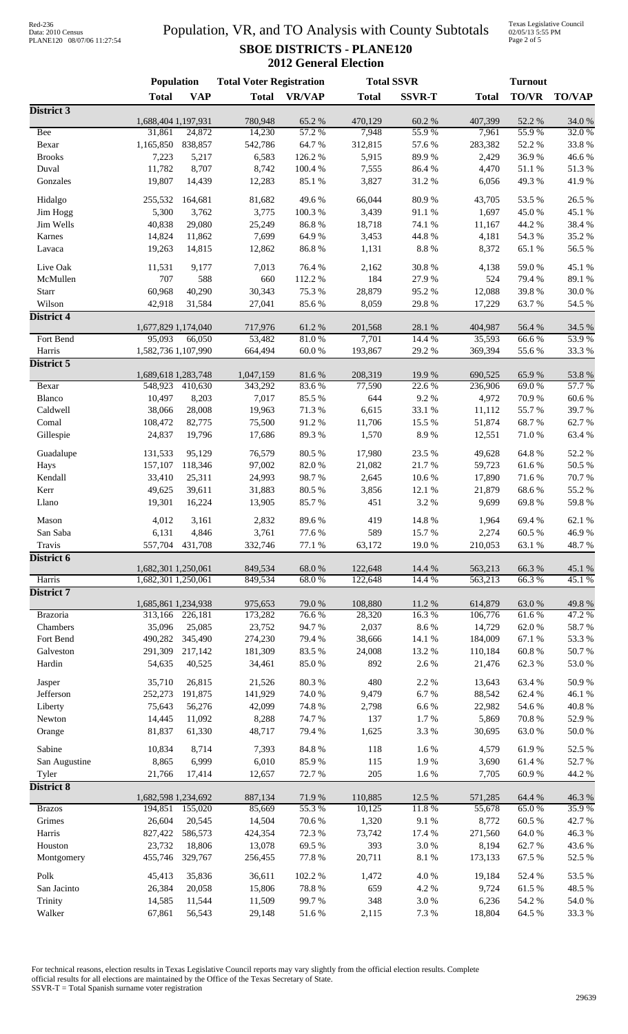# Population, VR, and TO Analysis with County Subtotals

## SBOE DISTRICTS - PLANE120

### 2012 General Election

| | Population | | Total Voter Registration | | Total SSVR | | Turnout | | |
|---|---|---|---|---|---|---|---|---|---|
| | Total | VAP | Total | VR/VAP | Total | SSVR-T | Total | TO/VR | TO/VAP |
| **District 3** | | | | | | | | | |
| | 1,688,404 | 1,197,931 | 780,948 | 65.2 % | 470,129 | 60.2 % | 407,399 | 52.2 % | 34.0 % |
| Bee | 31,861 | 24,872 | 14,230 | 57.2 % | 7,948 | 55.9 % | 7,961 | 55.9 % | 32.0 % |
| Bexar | 1,165,850 | 838,857 | 542,786 | 64.7 % | 312,815 | 57.6 % | 283,382 | 52.2 % | 33.8 % |
| Brooks | 7,223 | 5,217 | 6,583 | 126.2 % | 5,915 | 89.9 % | 2,429 | 36.9 % | 46.6 % |
| Duval | 11,782 | 8,707 | 8,742 | 100.4 % | 7,555 | 86.4 % | 4,470 | 51.1 % | 51.3 % |
| Gonzales | 19,807 | 14,439 | 12,283 | 85.1 % | 3,827 | 31.2 % | 6,056 | 49.3 % | 41.9 % |
| Hidalgo | 255,532 | 164,681 | 81,682 | 49.6 % | 66,044 | 80.9 % | 43,705 | 53.5 % | 26.5 % |
| Jim Hogg | 5,300 | 3,762 | 3,775 | 100.3 % | 3,439 | 91.1 % | 1,697 | 45.0 % | 45.1 % |
| Jim Wells | 40,838 | 29,080 | 25,249 | 86.8 % | 18,718 | 74.1 % | 11,167 | 44.2 % | 38.4 % |
| Karnes | 14,824 | 11,862 | 7,699 | 64.9 % | 3,453 | 44.8 % | 4,181 | 54.3 % | 35.2 % |
| Lavaca | 19,263 | 14,815 | 12,862 | 86.8 % | 1,131 | 8.8 % | 8,372 | 65.1 % | 56.5 % |
| Live Oak | 11,531 | 9,177 | 7,013 | 76.4 % | 2,162 | 30.8 % | 4,138 | 59.0 % | 45.1 % |
| McMullen | 707 | 588 | 660 | 112.2 % | 184 | 27.9 % | 524 | 79.4 % | 89.1 % |
| Starr | 60,968 | 40,290 | 30,343 | 75.3 % | 28,879 | 95.2 % | 12,088 | 39.8 % | 30.0 % |
| Wilson | 42,918 | 31,584 | 27,041 | 85.6 % | 8,059 | 29.8 % | 17,229 | 63.7 % | 54.5 % |
| **District 4** | | | | | | | | | |
| | 1,677,829 | 1,174,040 | 717,976 | 61.2 % | 201,568 | 28.1 % | 404,987 | 56.4 % | 34.5 % |
| Fort Bend | 95,093 | 66,050 | 53,482 | 81.0 % | 7,701 | 14.4 % | 35,593 | 66.6 % | 53.9 % |
| Harris | 1,582,736 | 1,107,990 | 664,494 | 60.0 % | 193,867 | 29.2 % | 369,394 | 55.6 % | 33.3 % |
| **District 5** | | | | | | | | | |
| | 1,689,618 | 1,283,748 | 1,047,159 | 81.6 % | 208,319 | 19.9 % | 690,525 | 65.9 % | 53.8 % |
| Bexar | 548,923 | 410,630 | 343,292 | 83.6 % | 77,590 | 22.6 % | 236,906 | 69.0 % | 57.7 % |
| Blanco | 10,497 | 8,203 | 7,017 | 85.5 % | 644 | 9.2 % | 4,972 | 70.9 % | 60.6 % |
| Caldwell | 38,066 | 28,008 | 19,963 | 71.3 % | 6,615 | 33.1 % | 11,112 | 55.7 % | 39.7 % |
| Comal | 108,472 | 82,775 | 75,500 | 91.2 % | 11,706 | 15.5 % | 51,874 | 68.7 % | 62.7 % |
| Gillespie | 24,837 | 19,796 | 17,686 | 89.3 % | 1,570 | 8.9 % | 12,551 | 71.0 % | 63.4 % |
| Guadalupe | 131,533 | 95,129 | 76,579 | 80.5 % | 17,980 | 23.5 % | 49,628 | 64.8 % | 52.2 % |
| Hays | 157,107 | 118,346 | 97,002 | 82.0 % | 21,082 | 21.7 % | 59,723 | 61.6 % | 50.5 % |
| Kendall | 33,410 | 25,311 | 24,993 | 98.7 % | 2,645 | 10.6 % | 17,890 | 71.6 % | 70.7 % |
| Kerr | 49,625 | 39,611 | 31,883 | 80.5 % | 3,856 | 12.1 % | 21,879 | 68.6 % | 55.2 % |
| Llano | 19,301 | 16,224 | 13,905 | 85.7 % | 451 | 3.2 % | 9,699 | 69.8 % | 59.8 % |
| Mason | 4,012 | 3,161 | 2,832 | 89.6 % | 419 | 14.8 % | 1,964 | 69.4 % | 62.1 % |
| San Saba | 6,131 | 4,846 | 3,761 | 77.6 % | 589 | 15.7 % | 2,274 | 60.5 % | 46.9 % |
| Travis | 557,704 | 431,708 | 332,746 | 77.1 % | 63,172 | 19.0 % | 210,053 | 63.1 % | 48.7 % |
| **District 6** | | | | | | | | | |
| | 1,682,301 | 1,250,061 | 849,534 | 68.0 % | 122,648 | 14.4 % | 563,213 | 66.3 % | 45.1 % |
| Harris | 1,682,301 | 1,250,061 | 849,534 | 68.0 % | 122,648 | 14.4 % | 563,213 | 66.3 % | 45.1 % |
| **District 7** | | | | | | | | | |
| | 1,685,861 | 1,234,938 | 975,653 | 79.0 % | 108,880 | 11.2 % | 614,879 | 63.0 % | 49.8 % |
| Brazoria | 313,166 | 226,181 | 173,282 | 76.6 % | 28,320 | 16.3 % | 106,776 | 61.6 % | 47.2 % |
| Chambers | 35,096 | 25,085 | 23,752 | 94.7 % | 2,037 | 8.6 % | 14,729 | 62.0 % | 58.7 % |
| Fort Bend | 490,282 | 345,490 | 274,230 | 79.4 % | 38,666 | 14.1 % | 184,009 | 67.1 % | 53.3 % |
| Galveston | 291,309 | 217,142 | 181,309 | 83.5 % | 24,008 | 13.2 % | 110,184 | 60.8 % | 50.7 % |
| Hardin | 54,635 | 40,525 | 34,461 | 85.0 % | 892 | 2.6 % | 21,476 | 62.3 % | 53.0 % |
| Jasper | 35,710 | 26,815 | 21,526 | 80.3 % | 480 | 2.2 % | 13,643 | 63.4 % | 50.9 % |
| Jefferson | 252,273 | 191,875 | 141,929 | 74.0 % | 9,479 | 6.7 % | 88,542 | 62.4 % | 46.1 % |
| Liberty | 75,643 | 56,276 | 42,099 | 74.8 % | 2,798 | 6.6 % | 22,982 | 54.6 % | 40.8 % |
| Newton | 14,445 | 11,092 | 8,288 | 74.7 % | 137 | 1.7 % | 5,869 | 70.8 % | 52.9 % |
| Orange | 81,837 | 61,330 | 48,717 | 79.4 % | 1,625 | 3.3 % | 30,695 | 63.0 % | 50.0 % |
| Sabine | 10,834 | 8,714 | 7,393 | 84.8 % | 118 | 1.6 % | 4,579 | 61.9 % | 52.5 % |
| San Augustine | 8,865 | 6,999 | 6,010 | 85.9 % | 115 | 1.9 % | 3,690 | 61.4 % | 52.7 % |
| Tyler | 21,766 | 17,414 | 12,657 | 72.7 % | 205 | 1.6 % | 7,705 | 60.9 % | 44.2 % |
| **District 8** | | | | | | | | | |
| | 1,682,598 | 1,234,692 | 887,134 | 71.9 % | 110,885 | 12.5 % | 571,285 | 64.4 % | 46.3 % |
| Brazos | 194,851 | 155,020 | 85,669 | 55.3 % | 10,125 | 11.8 % | 55,678 | 65.0 % | 35.9 % |
| Grimes | 26,604 | 20,545 | 14,504 | 70.6 % | 1,320 | 9.1 % | 8,772 | 60.5 % | 42.7 % |
| Harris | 827,422 | 586,573 | 424,354 | 72.3 % | 73,742 | 17.4 % | 271,560 | 64.0 % | 46.3 % |
| Houston | 23,732 | 18,806 | 13,078 | 69.5 % | 393 | 3.0 % | 8,194 | 62.7 % | 43.6 % |
| Montgomery | 455,746 | 329,767 | 256,455 | 77.8 % | 20,711 | 8.1 % | 173,133 | 67.5 % | 52.5 % |
| Polk | 45,413 | 35,836 | 36,611 | 102.2 % | 1,472 | 4.0 % | 19,184 | 52.4 % | 53.5 % |
| San Jacinto | 26,384 | 20,058 | 15,806 | 78.8 % | 659 | 4.2 % | 9,724 | 61.5 % | 48.5 % |
| Trinity | 14,585 | 11,544 | 11,509 | 99.7 % | 348 | 3.0 % | 6,236 | 54.2 % | 54.0 % |
| Walker | 67,861 | 56,543 | 29,148 | 51.6 % | 2,115 | 7.3 % | 18,804 | 64.5 % | 33.3 % |

For technical reasons, election results in Texas Legislative Council reports may vary slightly from the official election results. Complete official results for all elections are maintained by the Office of the Texas Secretary of State.
SSVR-T = Total Spanish surname voter registration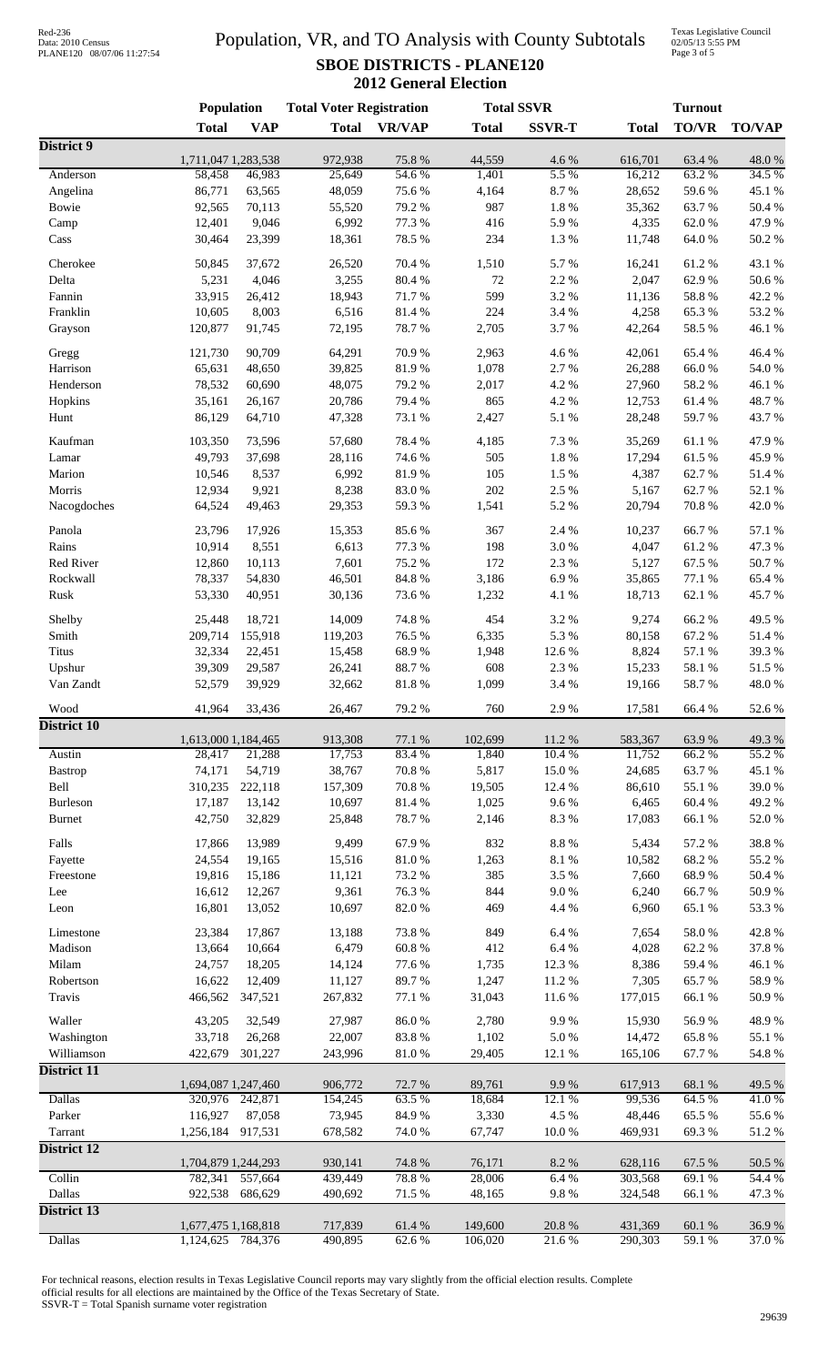# Population, VR, and TO Analysis with County Subtotals

## SBOE DISTRICTS - PLANE120

### 2012 General Election

| | Population | | Total Voter Registration | | Total SSVR | | Turnout | | |
|---|---|---|---|---|---|---|---|---|---|
| | **Total** | **VAP** | **Total** | **VR/VAP** | **Total** | **SSVR-T** | **Total** | **TO/VR** | **TO/VAP** |
| **District 9** | | | | | | | | | |
| | 1,711,047 | 1,283,538 | 972,938 | 75.8 % | 44,559 | 4.6 % | 616,701 | 63.4 % | 48.0 % |
| Anderson | 58,458 | 46,983 | 25,649 | 54.6 % | 1,401 | 5.5 % | 16,212 | 63.2 % | 34.5 % |
| Angelina | 86,771 | 63,565 | 48,059 | 75.6 % | 4,164 | 8.7 % | 28,652 | 59.6 % | 45.1 % |
| Bowie | 92,565 | 70,113 | 55,520 | 79.2 % | 987 | 1.8 % | 35,362 | 63.7 % | 50.4 % |
| Camp | 12,401 | 9,046 | 6,992 | 77.3 % | 416 | 5.9 % | 4,335 | 62.0 % | 47.9 % |
| Cass | 30,464 | 23,399 | 18,361 | 78.5 % | 234 | 1.3 % | 11,748 | 64.0 % | 50.2 % |
| Cherokee | 50,845 | 37,672 | 26,520 | 70.4 % | 1,510 | 5.7 % | 16,241 | 61.2 % | 43.1 % |
| Delta | 5,231 | 4,046 | 3,255 | 80.4 % | 72 | 2.2 % | 2,047 | 62.9 % | 50.6 % |
| Fannin | 33,915 | 26,412 | 18,943 | 71.7 % | 599 | 3.2 % | 11,136 | 58.8 % | 42.2 % |
| Franklin | 10,605 | 8,003 | 6,516 | 81.4 % | 224 | 3.4 % | 4,258 | 65.3 % | 53.2 % |
| Grayson | 120,877 | 91,745 | 72,195 | 78.7 % | 2,705 | 3.7 % | 42,264 | 58.5 % | 46.1 % |
| Gregg | 121,730 | 90,709 | 64,291 | 70.9 % | 2,963 | 4.6 % | 42,061 | 65.4 % | 46.4 % |
| Harrison | 65,631 | 48,650 | 39,825 | 81.9 % | 1,078 | 2.7 % | 26,288 | 66.0 % | 54.0 % |
| Henderson | 78,532 | 60,690 | 48,075 | 79.2 % | 2,017 | 4.2 % | 27,960 | 58.2 % | 46.1 % |
| Hopkins | 35,161 | 26,167 | 20,786 | 79.4 % | 865 | 4.2 % | 12,753 | 61.4 % | 48.7 % |
| Hunt | 86,129 | 64,710 | 47,328 | 73.1 % | 2,427 | 5.1 % | 28,248 | 59.7 % | 43.7 % |
| Kaufman | 103,350 | 73,596 | 57,680 | 78.4 % | 4,185 | 7.3 % | 35,269 | 61.1 % | 47.9 % |
| Lamar | 49,793 | 37,698 | 28,116 | 74.6 % | 505 | 1.8 % | 17,294 | 61.5 % | 45.9 % |
| Marion | 10,546 | 8,537 | 6,992 | 81.9 % | 105 | 1.5 % | 4,387 | 62.7 % | 51.4 % |
| Morris | 12,934 | 9,921 | 8,238 | 83.0 % | 202 | 2.5 % | 5,167 | 62.7 % | 52.1 % |
| Nacogdoches | 64,524 | 49,463 | 29,353 | 59.3 % | 1,541 | 5.2 % | 20,794 | 70.8 % | 42.0 % |
| Panola | 23,796 | 17,926 | 15,353 | 85.6 % | 367 | 2.4 % | 10,237 | 66.7 % | 57.1 % |
| Rains | 10,914 | 8,551 | 6,613 | 77.3 % | 198 | 3.0 % | 4,047 | 61.2 % | 47.3 % |
| Red River | 12,860 | 10,113 | 7,601 | 75.2 % | 172 | 2.3 % | 5,127 | 67.5 % | 50.7 % |
| Rockwall | 78,337 | 54,830 | 46,501 | 84.8 % | 3,186 | 6.9 % | 35,865 | 77.1 % | 65.4 % |
| Rusk | 53,330 | 40,951 | 30,136 | 73.6 % | 1,232 | 4.1 % | 18,713 | 62.1 % | 45.7 % |
| Shelby | 25,448 | 18,721 | 14,009 | 74.8 % | 454 | 3.2 % | 9,274 | 66.2 % | 49.5 % |
| Smith | 209,714 | 155,918 | 119,203 | 76.5 % | 6,335 | 5.3 % | 80,158 | 67.2 % | 51.4 % |
| Titus | 32,334 | 22,451 | 15,458 | 68.9 % | 1,948 | 12.6 % | 8,824 | 57.1 % | 39.3 % |
| Upshur | 39,309 | 29,587 | 26,241 | 88.7 % | 608 | 2.3 % | 15,233 | 58.1 % | 51.5 % |
| Van Zandt | 52,579 | 39,929 | 32,662 | 81.8 % | 1,099 | 3.4 % | 19,166 | 58.7 % | 48.0 % |
| Wood | 41,964 | 33,436 | 26,467 | 79.2 % | 760 | 2.9 % | 17,581 | 66.4 % | 52.6 % |
| **District 10** | | | | | | | | | |
| | 1,613,000 | 1,184,465 | 913,308 | 77.1 % | 102,699 | 11.2 % | 583,367 | 63.9 % | 49.3 % |
| Austin | 28,417 | 21,288 | 17,753 | 83.4 % | 1,840 | 10.4 % | 11,752 | 66.2 % | 55.2 % |
| Bastrop | 74,171 | 54,719 | 38,767 | 70.8 % | 5,817 | 15.0 % | 24,685 | 63.7 % | 45.1 % |
| Bell | 310,235 | 222,118 | 157,309 | 70.8 % | 19,505 | 12.4 % | 86,610 | 55.1 % | 39.0 % |
| Burleson | 17,187 | 13,142 | 10,697 | 81.4 % | 1,025 | 9.6 % | 6,465 | 60.4 % | 49.2 % |
| Burnet | 42,750 | 32,829 | 25,848 | 78.7 % | 2,146 | 8.3 % | 17,083 | 66.1 % | 52.0 % |
| Falls | 17,866 | 13,989 | 9,499 | 67.9 % | 832 | 8.8 % | 5,434 | 57.2 % | 38.8 % |
| Fayette | 24,554 | 19,165 | 15,516 | 81.0 % | 1,263 | 8.1 % | 10,582 | 68.2 % | 55.2 % |
| Freestone | 19,816 | 15,186 | 11,121 | 73.2 % | 385 | 3.5 % | 7,660 | 68.9 % | 50.4 % |
| Lee | 16,612 | 12,267 | 9,361 | 76.3 % | 844 | 9.0 % | 6,240 | 66.7 % | 50.9 % |
| Leon | 16,801 | 13,052 | 10,697 | 82.0 % | 469 | 4.4 % | 6,960 | 65.1 % | 53.3 % |
| Limestone | 23,384 | 17,867 | 13,188 | 73.8 % | 849 | 6.4 % | 7,654 | 58.0 % | 42.8 % |
| Madison | 13,664 | 10,664 | 6,479 | 60.8 % | 412 | 6.4 % | 4,028 | 62.2 % | 37.8 % |
| Milam | 24,757 | 18,205 | 14,124 | 77.6 % | 1,735 | 12.3 % | 8,386 | 59.4 % | 46.1 % |
| Robertson | 16,622 | 12,409 | 11,127 | 89.7 % | 1,247 | 11.2 % | 7,305 | 65.7 % | 58.9 % |
| Travis | 466,562 | 347,521 | 267,832 | 77.1 % | 31,043 | 11.6 % | 177,015 | 66.1 % | 50.9 % |
| Waller | 43,205 | 32,549 | 27,987 | 86.0 % | 2,780 | 9.9 % | 15,930 | 56.9 % | 48.9 % |
| Washington | 33,718 | 26,268 | 22,007 | 83.8 % | 1,102 | 5.0 % | 14,472 | 65.8 % | 55.1 % |
| Williamson | 422,679 | 301,227 | 243,996 | 81.0 % | 29,405 | 12.1 % | 165,106 | 67.7 % | 54.8 % |
| **District 11** | | | | | | | | | |
| | 1,694,087 | 1,247,460 | 906,772 | 72.7 % | 89,761 | 9.9 % | 617,913 | 68.1 % | 49.5 % |
| Dallas | 320,976 | 242,871 | 154,245 | 63.5 % | 18,684 | 12.1 % | 99,536 | 64.5 % | 41.0 % |
| Parker | 116,927 | 87,058 | 73,945 | 84.9 % | 3,330 | 4.5 % | 48,446 | 65.5 % | 55.6 % |
| Tarrant | 1,256,184 | 917,531 | 678,582 | 74.0 % | 67,747 | 10.0 % | 469,931 | 69.3 % | 51.2 % |
| **District 12** | | | | | | | | | |
| | 1,704,879 | 1,244,293 | 930,141 | 74.8 % | 76,171 | 8.2 % | 628,116 | 67.5 % | 50.5 % |
| Collin | 782,341 | 557,664 | 439,449 | 78.8 % | 28,006 | 6.4 % | 303,568 | 69.1 % | 54.4 % |
| Dallas | 922,538 | 686,629 | 490,692 | 71.5 % | 48,165 | 9.8 % | 324,548 | 66.1 % | 47.3 % |
| **District 13** | | | | | | | | | |
| | 1,677,475 | 1,168,818 | 717,839 | 61.4 % | 149,600 | 20.8 % | 431,369 | 60.1 % | 36.9 % |
| Dallas | 1,124,625 | 784,376 | 490,895 | 62.6 % | 106,020 | 21.6 % | 290,303 | 59.1 % | 37.0 % |

For technical reasons, election results in Texas Legislative Council reports may vary slightly from the official election results. Complete official results for all elections are maintained by the Office of the Texas Secretary of State.
SSVR-T = Total Spanish surname voter registration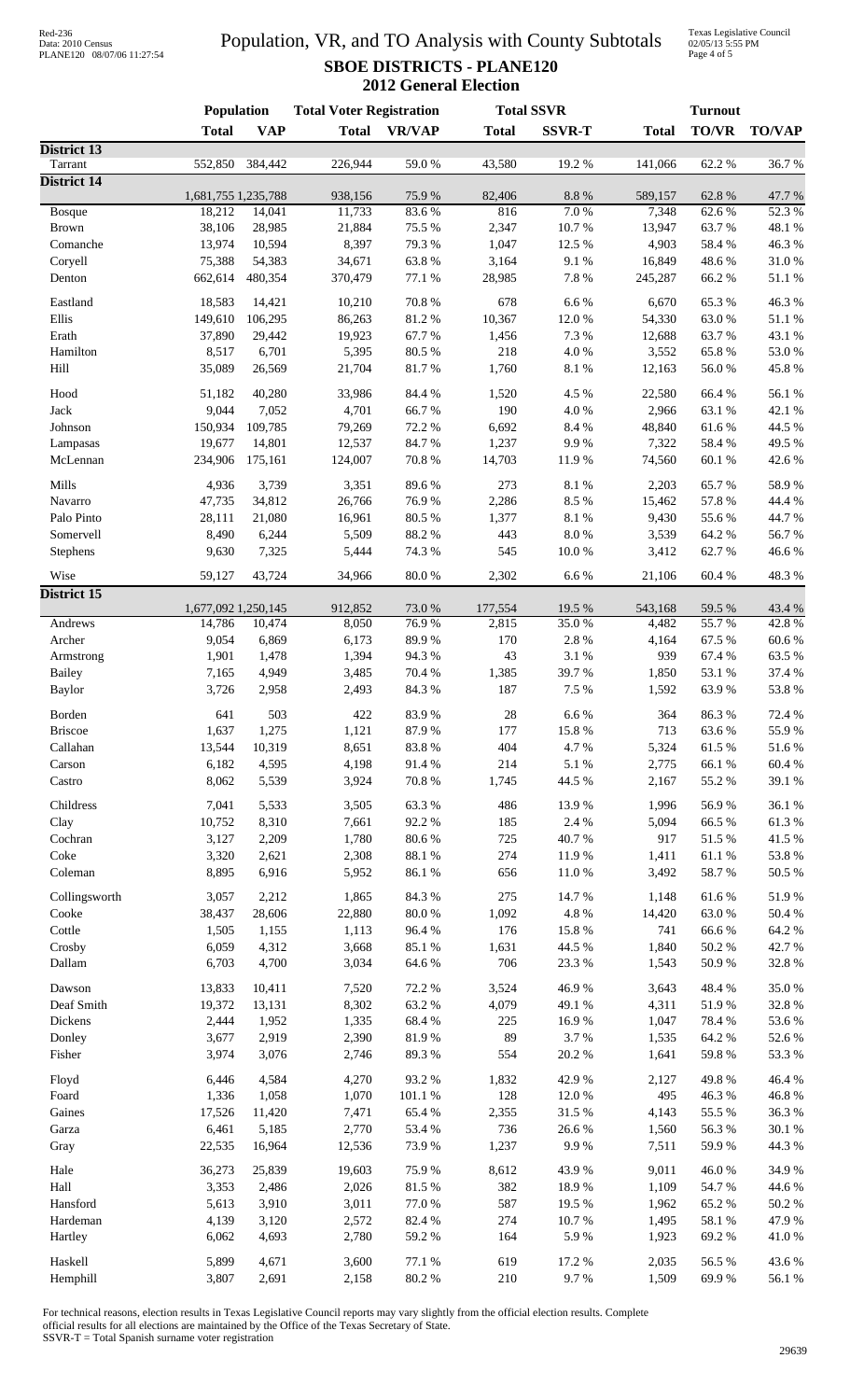# Population, VR, and TO Analysis with County Subtotals

## SBOE DISTRICTS - PLANE120

### 2012 General Election

| | Population | | Total Voter Registration | | Total SSVR | | Turnout | | |
|---|---|---|---|---|---|---|---|---|---|
| | Total | VAP | Total | VR/VAP | Total | SSVR-T | Total | TO/VR | TO/VAP |
| **District 13** | | | | | | | | | |
| Tarrant | 552,850 | 384,442 | 226,944 | 59.0 % | 43,580 | 19.2 % | 141,066 | 62.2 % | 36.7 % |
| **District 14** | | | | | | | | | |
| | 1,681,755 | 1,235,788 | 938,156 | 75.9 % | 82,406 | 8.8 % | 589,157 | 62.8 % | 47.7 % |
| Bosque | 18,212 | 14,041 | 11,733 | 83.6 % | 816 | 7.0 % | 7,348 | 62.6 % | 52.3 % |
| Brown | 38,106 | 28,985 | 21,884 | 75.5 % | 2,347 | 10.7 % | 13,947 | 63.7 % | 48.1 % |
| Comanche | 13,974 | 10,594 | 8,397 | 79.3 % | 1,047 | 12.5 % | 4,903 | 58.4 % | 46.3 % |
| Coryell | 75,388 | 54,383 | 34,671 | 63.8 % | 3,164 | 9.1 % | 16,849 | 48.6 % | 31.0 % |
| Denton | 662,614 | 480,354 | 370,479 | 77.1 % | 28,985 | 7.8 % | 245,287 | 66.2 % | 51.1 % |
| Eastland | 18,583 | 14,421 | 10,210 | 70.8 % | 678 | 6.6 % | 6,670 | 65.3 % | 46.3 % |
| Ellis | 149,610 | 106,295 | 86,263 | 81.2 % | 10,367 | 12.0 % | 54,330 | 63.0 % | 51.1 % |
| Erath | 37,890 | 29,442 | 19,923 | 67.7 % | 1,456 | 7.3 % | 12,688 | 63.7 % | 43.1 % |
| Hamilton | 8,517 | 6,701 | 5,395 | 80.5 % | 218 | 4.0 % | 3,552 | 65.8 % | 53.0 % |
| Hill | 35,089 | 26,569 | 21,704 | 81.7 % | 1,760 | 8.1 % | 12,163 | 56.0 % | 45.8 % |
| Hood | 51,182 | 40,280 | 33,986 | 84.4 % | 1,520 | 4.5 % | 22,580 | 66.4 % | 56.1 % |
| Jack | 9,044 | 7,052 | 4,701 | 66.7 % | 190 | 4.0 % | 2,966 | 63.1 % | 42.1 % |
| Johnson | 150,934 | 109,785 | 79,269 | 72.2 % | 6,692 | 8.4 % | 48,840 | 61.6 % | 44.5 % |
| Lampasas | 19,677 | 14,801 | 12,537 | 84.7 % | 1,237 | 9.9 % | 7,322 | 58.4 % | 49.5 % |
| McLennan | 234,906 | 175,161 | 124,007 | 70.8 % | 14,703 | 11.9 % | 74,560 | 60.1 % | 42.6 % |
| Mills | 4,936 | 3,739 | 3,351 | 89.6 % | 273 | 8.1 % | 2,203 | 65.7 % | 58.9 % |
| Navarro | 47,735 | 34,812 | 26,766 | 76.9 % | 2,286 | 8.5 % | 15,462 | 57.8 % | 44.4 % |
| Palo Pinto | 28,111 | 21,080 | 16,961 | 80.5 % | 1,377 | 8.1 % | 9,430 | 55.6 % | 44.7 % |
| Somervell | 8,490 | 6,244 | 5,509 | 88.2 % | 443 | 8.0 % | 3,539 | 64.2 % | 56.7 % |
| Stephens | 9,630 | 7,325 | 5,444 | 74.3 % | 545 | 10.0 % | 3,412 | 62.7 % | 46.6 % |
| Wise | 59,127 | 43,724 | 34,966 | 80.0 % | 2,302 | 6.6 % | 21,106 | 60.4 % | 48.3 % |
| **District 15** | | | | | | | | | |
| | 1,677,092 | 1,250,145 | 912,852 | 73.0 % | 177,554 | 19.5 % | 543,168 | 59.5 % | 43.4 % |
| Andrews | 14,786 | 10,474 | 8,050 | 76.9 % | 2,815 | 35.0 % | 4,482 | 55.7 % | 42.8 % |
| Archer | 9,054 | 6,869 | 6,173 | 89.9 % | 170 | 2.8 % | 4,164 | 67.5 % | 60.6 % |
| Armstrong | 1,901 | 1,478 | 1,394 | 94.3 % | 43 | 3.1 % | 939 | 67.4 % | 63.5 % |
| Bailey | 7,165 | 4,949 | 3,485 | 70.4 % | 1,385 | 39.7 % | 1,850 | 53.1 % | 37.4 % |
| Baylor | 3,726 | 2,958 | 2,493 | 84.3 % | 187 | 7.5 % | 1,592 | 63.9 % | 53.8 % |
| Borden | 641 | 503 | 422 | 83.9 % | 28 | 6.6 % | 364 | 86.3 % | 72.4 % |
| Briscoe | 1,637 | 1,275 | 1,121 | 87.9 % | 177 | 15.8 % | 713 | 63.6 % | 55.9 % |
| Callahan | 13,544 | 10,319 | 8,651 | 83.8 % | 404 | 4.7 % | 5,324 | 61.5 % | 51.6 % |
| Carson | 6,182 | 4,595 | 4,198 | 91.4 % | 214 | 5.1 % | 2,775 | 66.1 % | 60.4 % |
| Castro | 8,062 | 5,539 | 3,924 | 70.8 % | 1,745 | 44.5 % | 2,167 | 55.2 % | 39.1 % |
| Childress | 7,041 | 5,533 | 3,505 | 63.3 % | 486 | 13.9 % | 1,996 | 56.9 % | 36.1 % |
| Clay | 10,752 | 8,310 | 7,661 | 92.2 % | 185 | 2.4 % | 5,094 | 66.5 % | 61.3 % |
| Cochran | 3,127 | 2,209 | 1,780 | 80.6 % | 725 | 40.7 % | 917 | 51.5 % | 41.5 % |
| Coke | 3,320 | 2,621 | 2,308 | 88.1 % | 274 | 11.9 % | 1,411 | 61.1 % | 53.8 % |
| Coleman | 8,895 | 6,916 | 5,952 | 86.1 % | 656 | 11.0 % | 3,492 | 58.7 % | 50.5 % |
| Collingsworth | 3,057 | 2,212 | 1,865 | 84.3 % | 275 | 14.7 % | 1,148 | 61.6 % | 51.9 % |
| Cooke | 38,437 | 28,606 | 22,880 | 80.0 % | 1,092 | 4.8 % | 14,420 | 63.0 % | 50.4 % |
| Cottle | 1,505 | 1,155 | 1,113 | 96.4 % | 176 | 15.8 % | 741 | 66.6 % | 64.2 % |
| Crosby | 6,059 | 4,312 | 3,668 | 85.1 % | 1,631 | 44.5 % | 1,840 | 50.2 % | 42.7 % |
| Dallam | 6,703 | 4,700 | 3,034 | 64.6 % | 706 | 23.3 % | 1,543 | 50.9 % | 32.8 % |
| Dawson | 13,833 | 10,411 | 7,520 | 72.2 % | 3,524 | 46.9 % | 3,643 | 48.4 % | 35.0 % |
| Deaf Smith | 19,372 | 13,131 | 8,302 | 63.2 % | 4,079 | 49.1 % | 4,311 | 51.9 % | 32.8 % |
| Dickens | 2,444 | 1,952 | 1,335 | 68.4 % | 225 | 16.9 % | 1,047 | 78.4 % | 53.6 % |
| Donley | 3,677 | 2,919 | 2,390 | 81.9 % | 89 | 3.7 % | 1,535 | 64.2 % | 52.6 % |
| Fisher | 3,974 | 3,076 | 2,746 | 89.3 % | 554 | 20.2 % | 1,641 | 59.8 % | 53.3 % |
| Floyd | 6,446 | 4,584 | 4,270 | 93.2 % | 1,832 | 42.9 % | 2,127 | 49.8 % | 46.4 % |
| Foard | 1,336 | 1,058 | 1,070 | 101.1 % | 128 | 12.0 % | 495 | 46.3 % | 46.8 % |
| Gaines | 17,526 | 11,420 | 7,471 | 65.4 % | 2,355 | 31.5 % | 4,143 | 55.5 % | 36.3 % |
| Garza | 6,461 | 5,185 | 2,770 | 53.4 % | 736 | 26.6 % | 1,560 | 56.3 % | 30.1 % |
| Gray | 22,535 | 16,964 | 12,536 | 73.9 % | 1,237 | 9.9 % | 7,511 | 59.9 % | 44.3 % |
| Hale | 36,273 | 25,839 | 19,603 | 75.9 % | 8,612 | 43.9 % | 9,011 | 46.0 % | 34.9 % |
| Hall | 3,353 | 2,486 | 2,026 | 81.5 % | 382 | 18.9 % | 1,109 | 54.7 % | 44.6 % |
| Hansford | 5,613 | 3,910 | 3,011 | 77.0 % | 587 | 19.5 % | 1,962 | 65.2 % | 50.2 % |
| Hardeman | 4,139 | 3,120 | 2,572 | 82.4 % | 274 | 10.7 % | 1,495 | 58.1 % | 47.9 % |
| Hartley | 6,062 | 4,693 | 2,780 | 59.2 % | 164 | 5.9 % | 1,923 | 69.2 % | 41.0 % |
| Haskell | 5,899 | 4,671 | 3,600 | 77.1 % | 619 | 17.2 % | 2,035 | 56.5 % | 43.6 % |
| Hemphill | 3,807 | 2,691 | 2,158 | 80.2 % | 210 | 9.7 % | 1,509 | 69.9 % | 56.1 % |

For technical reasons, election results in Texas Legislative Council reports may vary slightly from the official election results. Complete official results for all elections are maintained by the Office of the Texas Secretary of State.
SSVR-T = Total Spanish surname voter registration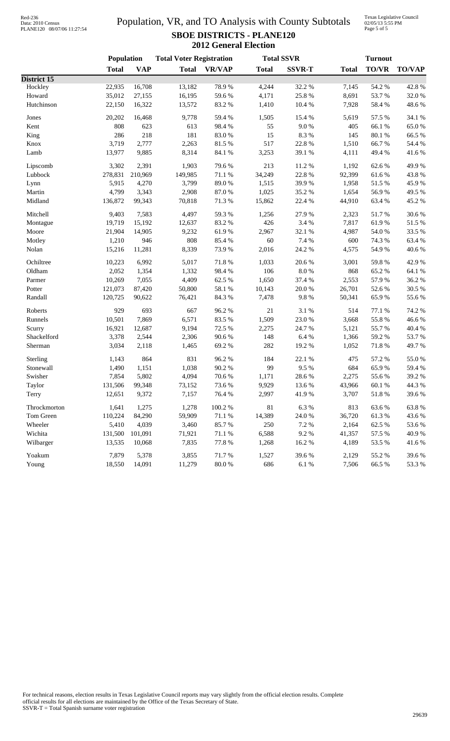# Population, VR, and TO Analysis with County Subtotals

## SBOE DISTRICTS - PLANE120

### 2012 General Election

| | Population | | Total Voter Registration | | Total SSVR | | Turnout | | |
|---|---|---|---|---|---|---|---|---|---|
| | Total | VAP | Total | VR/VAP | Total | SSVR-T | Total | TO/VR | TO/VAP |
| **District 15** | | | | | | | | | |
| Hockley | 22,935 | 16,708 | 13,182 | 78.9 % | 4,244 | 32.2 % | 7,145 | 54.2 % | 42.8 % |
| Howard | 35,012 | 27,155 | 16,195 | 59.6 % | 4,171 | 25.8 % | 8,691 | 53.7 % | 32.0 % |
| Hutchinson | 22,150 | 16,322 | 13,572 | 83.2 % | 1,410 | 10.4 % | 7,928 | 58.4 % | 48.6 % |
| Jones | 20,202 | 16,468 | 9,778 | 59.4 % | 1,505 | 15.4 % | 5,619 | 57.5 % | 34.1 % |
| Kent | 808 | 623 | 613 | 98.4 % | 55 | 9.0 % | 405 | 66.1 % | 65.0 % |
| King | 286 | 218 | 181 | 83.0 % | 15 | 8.3 % | 145 | 80.1 % | 66.5 % |
| Knox | 3,719 | 2,777 | 2,263 | 81.5 % | 517 | 22.8 % | 1,510 | 66.7 % | 54.4 % |
| Lamb | 13,977 | 9,885 | 8,314 | 84.1 % | 3,253 | 39.1 % | 4,111 | 49.4 % | 41.6 % |
| Lipscomb | 3,302 | 2,391 | 1,903 | 79.6 % | 213 | 11.2 % | 1,192 | 62.6 % | 49.9 % |
| Lubbock | 278,831 | 210,969 | 149,985 | 71.1 % | 34,249 | 22.8 % | 92,399 | 61.6 % | 43.8 % |
| Lynn | 5,915 | 4,270 | 3,799 | 89.0 % | 1,515 | 39.9 % | 1,958 | 51.5 % | 45.9 % |
| Martin | 4,799 | 3,343 | 2,908 | 87.0 % | 1,025 | 35.2 % | 1,654 | 56.9 % | 49.5 % |
| Midland | 136,872 | 99,343 | 70,818 | 71.3 % | 15,862 | 22.4 % | 44,910 | 63.4 % | 45.2 % |
| Mitchell | 9,403 | 7,583 | 4,497 | 59.3 % | 1,256 | 27.9 % | 2,323 | 51.7 % | 30.6 % |
| Montague | 19,719 | 15,192 | 12,637 | 83.2 % | 426 | 3.4 % | 7,817 | 61.9 % | 51.5 % |
| Moore | 21,904 | 14,905 | 9,232 | 61.9 % | 2,967 | 32.1 % | 4,987 | 54.0 % | 33.5 % |
| Motley | 1,210 | 946 | 808 | 85.4 % | 60 | 7.4 % | 600 | 74.3 % | 63.4 % |
| Nolan | 15,216 | 11,281 | 8,339 | 73.9 % | 2,016 | 24.2 % | 4,575 | 54.9 % | 40.6 % |
| Ochiltree | 10,223 | 6,992 | 5,017 | 71.8 % | 1,033 | 20.6 % | 3,001 | 59.8 % | 42.9 % |
| Oldham | 2,052 | 1,354 | 1,332 | 98.4 % | 106 | 8.0 % | 868 | 65.2 % | 64.1 % |
| Parmer | 10,269 | 7,055 | 4,409 | 62.5 % | 1,650 | 37.4 % | 2,553 | 57.9 % | 36.2 % |
| Potter | 121,073 | 87,420 | 50,800 | 58.1 % | 10,143 | 20.0 % | 26,701 | 52.6 % | 30.5 % |
| Randall | 120,725 | 90,622 | 76,421 | 84.3 % | 7,478 | 9.8 % | 50,341 | 65.9 % | 55.6 % |
| Roberts | 929 | 693 | 667 | 96.2 % | 21 | 3.1 % | 514 | 77.1 % | 74.2 % |
| Runnels | 10,501 | 7,869 | 6,571 | 83.5 % | 1,509 | 23.0 % | 3,668 | 55.8 % | 46.6 % |
| Scurry | 16,921 | 12,687 | 9,194 | 72.5 % | 2,275 | 24.7 % | 5,121 | 55.7 % | 40.4 % |
| Shackelford | 3,378 | 2,544 | 2,306 | 90.6 % | 148 | 6.4 % | 1,366 | 59.2 % | 53.7 % |
| Sherman | 3,034 | 2,118 | 1,465 | 69.2 % | 282 | 19.2 % | 1,052 | 71.8 % | 49.7 % |
| Sterling | 1,143 | 864 | 831 | 96.2 % | 184 | 22.1 % | 475 | 57.2 % | 55.0 % |
| Stonewall | 1,490 | 1,151 | 1,038 | 90.2 % | 99 | 9.5 % | 684 | 65.9 % | 59.4 % |
| Swisher | 7,854 | 5,802 | 4,094 | 70.6 % | 1,171 | 28.6 % | 2,275 | 55.6 % | 39.2 % |
| Taylor | 131,506 | 99,348 | 73,152 | 73.6 % | 9,929 | 13.6 % | 43,966 | 60.1 % | 44.3 % |
| Terry | 12,651 | 9,372 | 7,157 | 76.4 % | 2,997 | 41.9 % | 3,707 | 51.8 % | 39.6 % |
| Throckmorton | 1,641 | 1,275 | 1,278 | 100.2 % | 81 | 6.3 % | 813 | 63.6 % | 63.8 % |
| Tom Green | 110,224 | 84,290 | 59,909 | 71.1 % | 14,389 | 24.0 % | 36,720 | 61.3 % | 43.6 % |
| Wheeler | 5,410 | 4,039 | 3,460 | 85.7 % | 250 | 7.2 % | 2,164 | 62.5 % | 53.6 % |
| Wichita | 131,500 | 101,091 | 71,921 | 71.1 % | 6,588 | 9.2 % | 41,357 | 57.5 % | 40.9 % |
| Wilbarger | 13,535 | 10,068 | 7,835 | 77.8 % | 1,268 | 16.2 % | 4,189 | 53.5 % | 41.6 % |
| Yoakum | 7,879 | 5,378 | 3,855 | 71.7 % | 1,527 | 39.6 % | 2,129 | 55.2 % | 39.6 % |
| Young | 18,550 | 14,091 | 11,279 | 80.0 % | 686 | 6.1 % | 7,506 | 66.5 % | 53.3 % |

For technical reasons, election results in Texas Legislative Council reports may vary slightly from the official election results. Complete official results for all elections are maintained by the Office of the Texas Secretary of State.
SSVR-T = Total Spanish surname voter registration